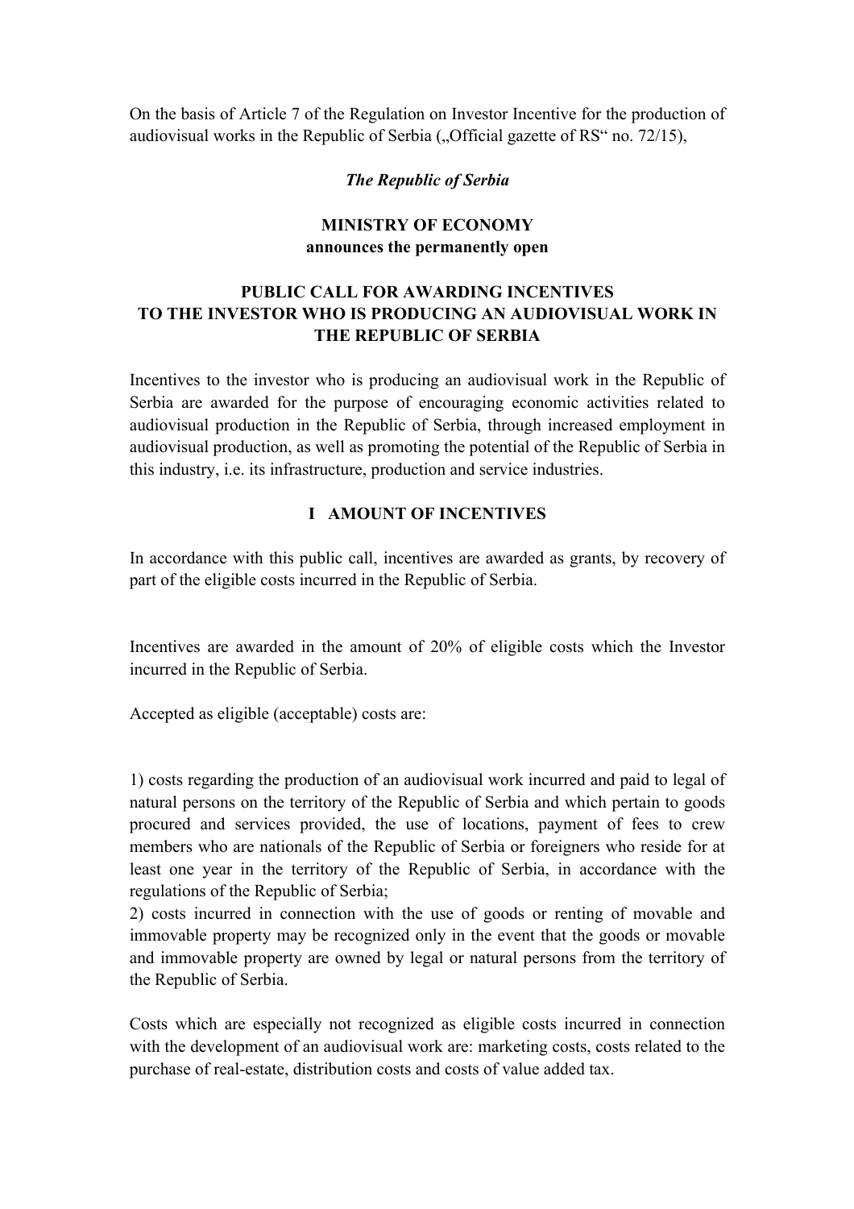On the basis of Article 7 of the Regulation on Investor Incentive for the production of audiovisual works in the Republic of Serbia („Official gazette of RS" no. 72/15),

***The Republic of Serbia***

**MINISTRY OF ECONOMY**
**announces the permanently open**

# PUBLIC CALL FOR AWARDING INCENTIVES TO THE INVESTOR WHO IS PRODUCING AN AUDIOVISUAL WORK IN THE REPUBLIC OF SERBIA

Incentives to the investor who is producing an audiovisual work in the Republic of Serbia are awarded for the purpose of encouraging economic activities related to audiovisual production in the Republic of Serbia, through increased employment in audiovisual production, as well as promoting the potential of the Republic of Serbia in this industry, i.e. its infrastructure, production and service industries.

## I AMOUNT OF INCENTIVES

In accordance with this public call, incentives are awarded as grants, by recovery of part of the eligible costs incurred in the Republic of Serbia.

Incentives are awarded in the amount of 20% of eligible costs which the Investor incurred in the Republic of Serbia.

Accepted as eligible (acceptable) costs are:

1) costs regarding the production of an audiovisual work incurred and paid to legal of natural persons on the territory of the Republic of Serbia and which pertain to goods procured and services provided, the use of locations, payment of fees to crew members who are nationals of the Republic of Serbia or foreigners who reside for at least one year in the territory of the Republic of Serbia, in accordance with the regulations of the Republic of Serbia;
2) costs incurred in connection with the use of goods or renting of movable and immovable property may be recognized only in the event that the goods or movable and immovable property are owned by legal or natural persons from the territory of the Republic of Serbia.

Costs which are especially not recognized as eligible costs incurred in connection with the development of an audiovisual work are: marketing costs, costs related to the purchase of real-estate, distribution costs and costs of value added tax.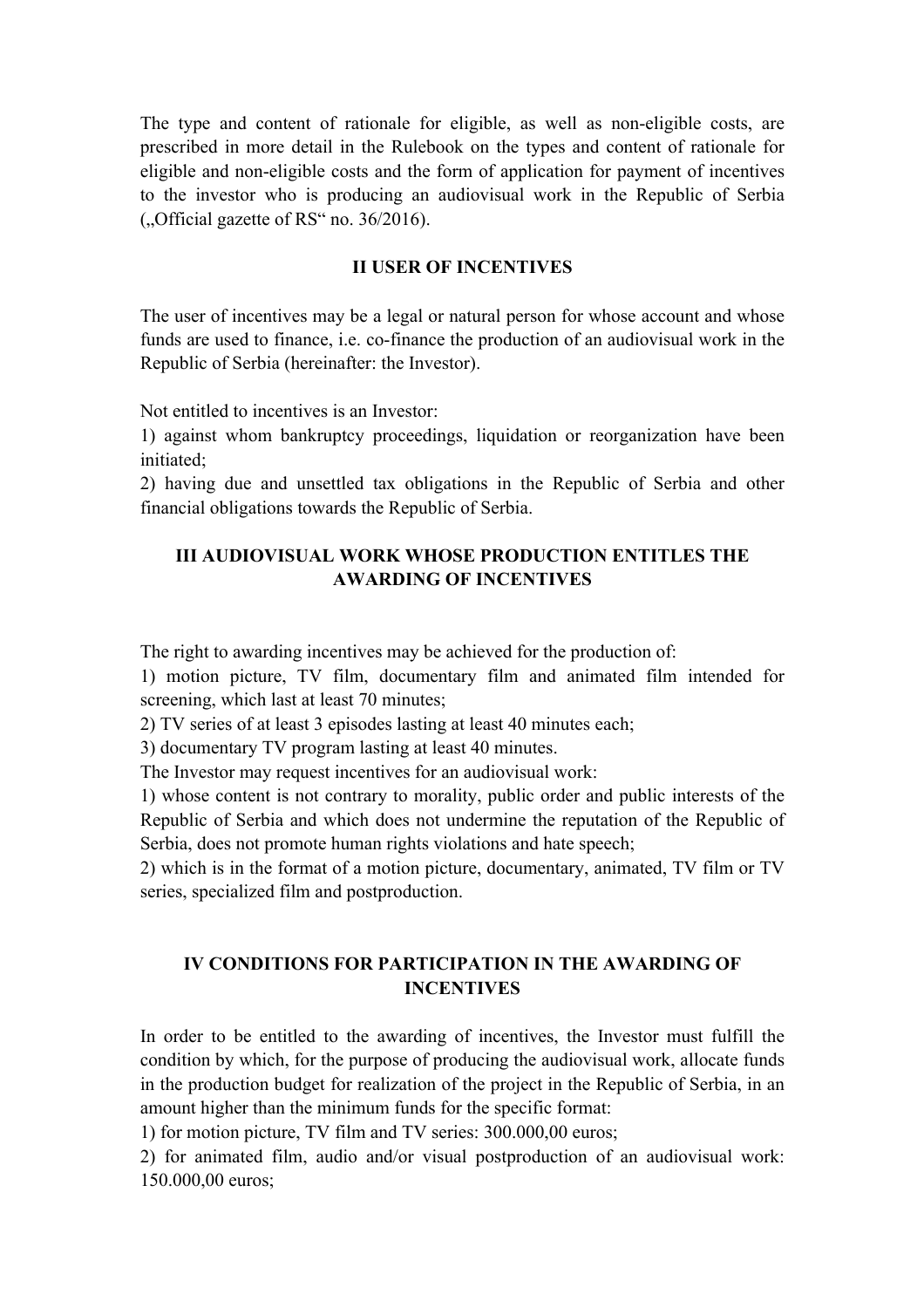The type and content of rationale for eligible, as well as non-eligible costs, are prescribed in more detail in the Rulebook on the types and content of rationale for eligible and non-eligible costs and the form of application for payment of incentives to the investor who is producing an audiovisual work in the Republic of Serbia („Official gazette of RS“ no. 36/2016).

## II USER OF INCENTIVES

The user of incentives may be a legal or natural person for whose account and whose funds are used to finance, i.e. co-finance the production of an audiovisual work in the Republic of Serbia (hereinafter: the Investor).

Not entitled to incentives is an Investor:

1) against whom bankruptcy proceedings, liquidation or reorganization have been initiated;
2) having due and unsettled tax obligations in the Republic of Serbia and other financial obligations towards the Republic of Serbia.

## III AUDIOVISUAL WORK WHOSE PRODUCTION ENTITLES THE AWARDING OF INCENTIVES

The right to awarding incentives may be achieved for the production of:

1) motion picture, TV film, documentary film and animated film intended for screening, which last at least 70 minutes;
2) TV series of at least 3 episodes lasting at least 40 minutes each;
3) documentary TV program lasting at least 40 minutes.

The Investor may request incentives for an audiovisual work:

1) whose content is not contrary to morality, public order and public interests of the Republic of Serbia and which does not undermine the reputation of the Republic of Serbia, does not promote human rights violations and hate speech;
2) which is in the format of a motion picture, documentary, animated, TV film or TV series, specialized film and postproduction.

## IV CONDITIONS FOR PARTICIPATION IN THE AWARDING OF INCENTIVES

In order to be entitled to the awarding of incentives, the Investor must fulfill the condition by which, for the purpose of producing the audiovisual work, allocate funds in the production budget for realization of the project in the Republic of Serbia, in an amount higher than the minimum funds for the specific format:

1) for motion picture, TV film and TV series: 300.000,00 euros;
2) for animated film, audio and/or visual postproduction of an audiovisual work: 150.000,00 euros;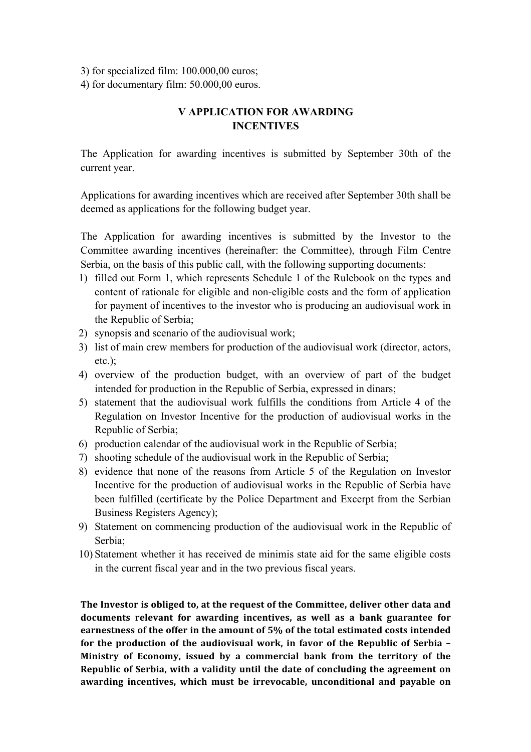3) for specialized film: 100.000,00 euros;
4) for documentary film: 50.000,00 euros.

## V APPLICATION FOR AWARDING INCENTIVES

The Application for awarding incentives is submitted by September 30th of the current year.

Applications for awarding incentives which are received after September 30th shall be deemed as applications for the following budget year.

The Application for awarding incentives is submitted by the Investor to the Committee awarding incentives (hereinafter: the Committee), through Film Centre Serbia, on the basis of this public call, with the following supporting documents:

1) filled out Form 1, which represents Schedule 1 of the Rulebook on the types and content of rationale for eligible and non-eligible costs and the form of application for payment of incentives to the investor who is producing an audiovisual work in the Republic of Serbia;
2) synopsis and scenario of the audiovisual work;
3) list of main crew members for production of the audiovisual work (director, actors, etc.);
4) overview of the production budget, with an overview of part of the budget intended for production in the Republic of Serbia, expressed in dinars;
5) statement that the audiovisual work fulfills the conditions from Article 4 of the Regulation on Investor Incentive for the production of audiovisual works in the Republic of Serbia;
6) production calendar of the audiovisual work in the Republic of Serbia;
7) shooting schedule of the audiovisual work in the Republic of Serbia;
8) evidence that none of the reasons from Article 5 of the Regulation on Investor Incentive for the production of audiovisual works in the Republic of Serbia have been fulfilled (certificate by the Police Department and Excerpt from the Serbian Business Registers Agency);
9) Statement on commencing production of the audiovisual work in the Republic of Serbia;
10) Statement whether it has received de minimis state aid for the same eligible costs in the current fiscal year and in the two previous fiscal years.

**The Investor is obliged to, at the request of the Committee, deliver other data and documents relevant for awarding incentives, as well as a bank guarantee for earnestness of the offer in the amount of 5% of the total estimated costs intended for the production of the audiovisual work, in favor of the Republic of Serbia – Ministry of Economy, issued by a commercial bank from the territory of the Republic of Serbia, with a validity until the date of concluding the agreement on awarding incentives, which must be irrevocable, unconditional and payable on**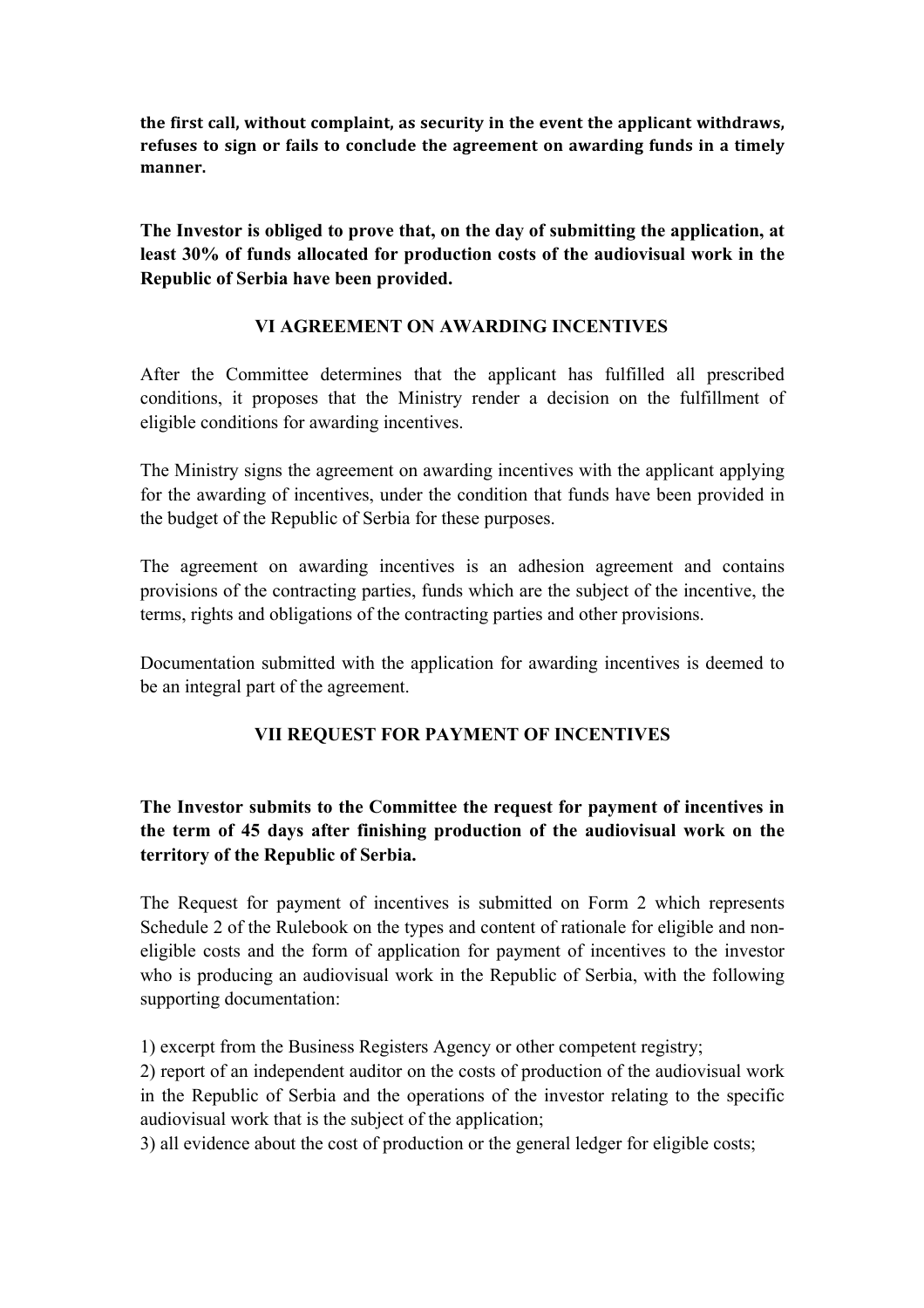**the first call, without complaint, as security in the event the applicant withdraws, refuses to sign or fails to conclude the agreement on awarding funds in a timely manner.**

**The Investor is obliged to prove that, on the day of submitting the application, at least 30% of funds allocated for production costs of the audiovisual work in the Republic of Serbia have been provided.**

## VI AGREEMENT ON AWARDING INCENTIVES

After the Committee determines that the applicant has fulfilled all prescribed conditions, it proposes that the Ministry render a decision on the fulfillment of eligible conditions for awarding incentives.

The Ministry signs the agreement on awarding incentives with the applicant applying for the awarding of incentives, under the condition that funds have been provided in the budget of the Republic of Serbia for these purposes.

The agreement on awarding incentives is an adhesion agreement and contains provisions of the contracting parties, funds which are the subject of the incentive, the terms, rights and obligations of the contracting parties and other provisions.

Documentation submitted with the application for awarding incentives is deemed to be an integral part of the agreement.

## VII REQUEST FOR PAYMENT OF INCENTIVES

**The Investor submits to the Committee the request for payment of incentives in the term of 45 days after finishing production of the audiovisual work on the territory of the Republic of Serbia.**

The Request for payment of incentives is submitted on Form 2 which represents Schedule 2 of the Rulebook on the types and content of rationale for eligible and non-eligible costs and the form of application for payment of incentives to the investor who is producing an audiovisual work in the Republic of Serbia, with the following supporting documentation:

1) excerpt from the Business Registers Agency or other competent registry;
2) report of an independent auditor on the costs of production of the audiovisual work in the Republic of Serbia and the operations of the investor relating to the specific audiovisual work that is the subject of the application;
3) all evidence about the cost of production or the general ledger for eligible costs;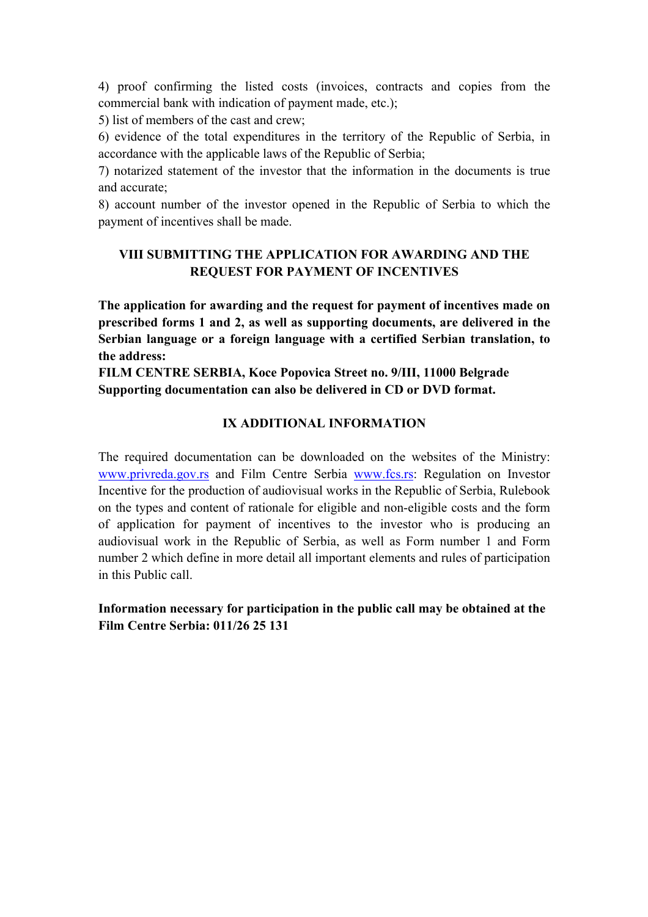4) proof confirming the listed costs (invoices, contracts and copies from the commercial bank with indication of payment made, etc.);

5) list of members of the cast and crew;

6) evidence of the total expenditures in the territory of the Republic of Serbia, in accordance with the applicable laws of the Republic of Serbia;

7) notarized statement of the investor that the information in the documents is true and accurate;

8) account number of the investor opened in the Republic of Serbia to which the payment of incentives shall be made.

## VIII SUBMITTING THE APPLICATION FOR AWARDING AND THE REQUEST FOR PAYMENT OF INCENTIVES

**The application for awarding and the request for payment of incentives made on prescribed forms 1 and 2, as well as supporting documents, are delivered in the Serbian language or a foreign language with a certified Serbian translation, to the address:**

**FILM CENTRE SERBIA, Koce Popovica Street no. 9/III, 11000 Belgrade**

**Supporting documentation can also be delivered in CD or DVD format.**

## IX ADDITIONAL INFORMATION

The required documentation can be downloaded on the websites of the Ministry: www.privreda.gov.rs and Film Centre Serbia www.fcs.rs: Regulation on Investor Incentive for the production of audiovisual works in the Republic of Serbia, Rulebook on the types and content of rationale for eligible and non-eligible costs and the form of application for payment of incentives to the investor who is producing an audiovisual work in the Republic of Serbia, as well as Form number 1 and Form number 2 which define in more detail all important elements and rules of participation in this Public call.

**Information necessary for participation in the public call may be obtained at the Film Centre Serbia: 011/26 25 131**